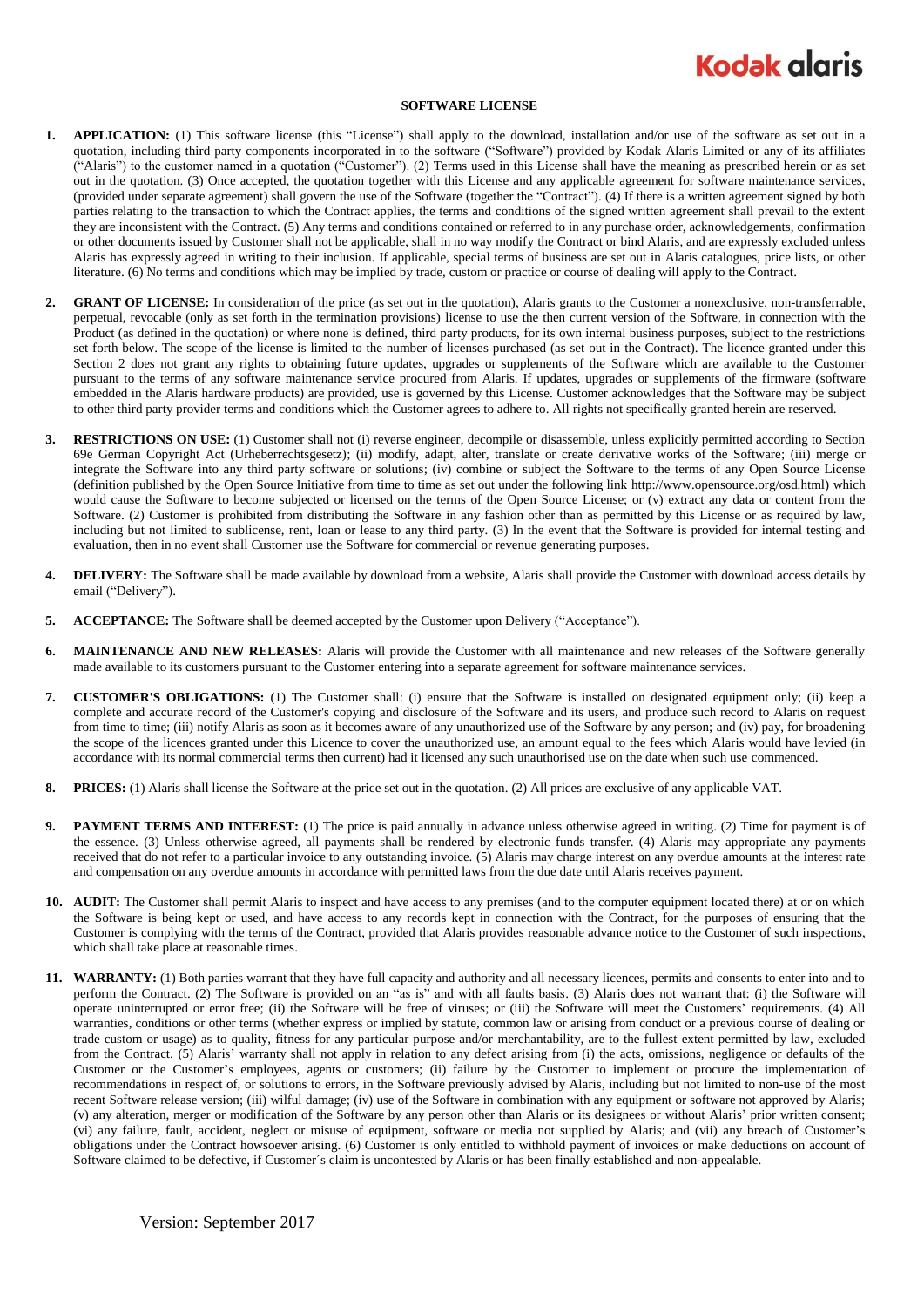# SOFTWARE LICENSE

1. **APPLICATION:** (1) This software license (this "License") shall apply to the download, installation and/or use of the software as set out in a quotation, including third party components incorporated in to the software ("Software") provided by Kodak Alaris Limited or any of its affiliates ("Alaris") to the customer named in a quotation ("Customer"). (2) Terms used in this License shall have the meaning as prescribed herein or as set out in the quotation. (3) Once accepted, the quotation together with this License and any applicable agreement for software maintenance services, (provided under separate agreement) shall govern the use of the Software (together the "Contract"). (4) If there is a written agreement signed by both parties relating to the transaction to which the Contract applies, the terms and conditions of the signed written agreement shall prevail to the extent they are inconsistent with the Contract. (5) Any terms and conditions contained or referred to in any purchase order, acknowledgements, confirmation or other documents issued by Customer shall not be applicable, shall in no way modify the Contract or bind Alaris, and are expressly excluded unless Alaris has expressly agreed in writing to their inclusion. If applicable, special terms of business are set out in Alaris catalogues, price lists, or other literature. (6) No terms and conditions which may be implied by trade, custom or practice or course of dealing will apply to the Contract.

2. **GRANT OF LICENSE:** In consideration of the price (as set out in the quotation), Alaris grants to the Customer a nonexclusive, non-transferrable, perpetual, revocable (only as set forth in the termination provisions) license to use the then current version of the Software, in connection with the Product (as defined in the quotation) or where none is defined, third party products, for its own internal business purposes, subject to the restrictions set forth below. The scope of the license is limited to the number of licenses purchased (as set out in the Contract). The licence granted under this Section 2 does not grant any rights to obtaining future updates, upgrades or supplements of the Software which are available to the Customer pursuant to the terms of any software maintenance service procured from Alaris. If updates, upgrades or supplements of the firmware (software embedded in the Alaris hardware products) are provided, use is governed by this License. Customer acknowledges that the Software may be subject to other third party provider terms and conditions which the Customer agrees to adhere to. All rights not specifically granted herein are reserved.

3. **RESTRICTIONS ON USE:** (1) Customer shall not (i) reverse engineer, decompile or disassemble, unless explicitly permitted according to Section 69e German Copyright Act (Urheberrechtsgesetz); (ii) modify, adapt, alter, translate or create derivative works of the Software; (iii) merge or integrate the Software into any third party software or solutions; (iv) combine or subject the Software to the terms of any Open Source License (definition published by the Open Source Initiative from time to time as set out under the following link http://www.opensource.org/osd.html) which would cause the Software to become subjected or licensed on the terms of the Open Source License; or (v) extract any data or content from the Software. (2) Customer is prohibited from distributing the Software in any fashion other than as permitted by this License or as required by law, including but not limited to sublicense, rent, loan or lease to any third party. (3) In the event that the Software is provided for internal testing and evaluation, then in no event shall Customer use the Software for commercial or revenue generating purposes.

4. **DELIVERY:** The Software shall be made available by download from a website, Alaris shall provide the Customer with download access details by email ("Delivery").

5. **ACCEPTANCE:** The Software shall be deemed accepted by the Customer upon Delivery ("Acceptance").

6. **MAINTENANCE AND NEW RELEASES:** Alaris will provide the Customer with all maintenance and new releases of the Software generally made available to its customers pursuant to the Customer entering into a separate agreement for software maintenance services.

7. **CUSTOMER'S OBLIGATIONS:** (1) The Customer shall: (i) ensure that the Software is installed on designated equipment only; (ii) keep a complete and accurate record of the Customer's copying and disclosure of the Software and its users, and produce such record to Alaris on request from time to time; (iii) notify Alaris as soon as it becomes aware of any unauthorized use of the Software by any person; and (iv) pay, for broadening the scope of the licences granted under this Licence to cover the unauthorized use, an amount equal to the fees which Alaris would have levied (in accordance with its normal commercial terms then current) had it licensed any such unauthorised use on the date when such use commenced.

8. **PRICES:** (1) Alaris shall license the Software at the price set out in the quotation. (2) All prices are exclusive of any applicable VAT.

9. **PAYMENT TERMS AND INTEREST:** (1) The price is paid annually in advance unless otherwise agreed in writing. (2) Time for payment is of the essence. (3) Unless otherwise agreed, all payments shall be rendered by electronic funds transfer. (4) Alaris may appropriate any payments received that do not refer to a particular invoice to any outstanding invoice. (5) Alaris may charge interest on any overdue amounts at the interest rate and compensation on any overdue amounts in accordance with permitted laws from the due date until Alaris receives payment.

10. **AUDIT:** The Customer shall permit Alaris to inspect and have access to any premises (and to the computer equipment located there) at or on which the Software is being kept or used, and have access to any records kept in connection with the Contract, for the purposes of ensuring that the Customer is complying with the terms of the Contract, provided that Alaris provides reasonable advance notice to the Customer of such inspections, which shall take place at reasonable times.

11. **WARRANTY:** (1) Both parties warrant that they have full capacity and authority and all necessary licences, permits and consents to enter into and to perform the Contract. (2) The Software is provided on an "as is" and with all faults basis. (3) Alaris does not warrant that: (i) the Software will operate uninterrupted or error free; (ii) the Software will be free of viruses; or (iii) the Software will meet the Customers' requirements. (4) All warranties, conditions or other terms (whether express or implied by statute, common law or arising from conduct or a previous course of dealing or trade custom or usage) as to quality, fitness for any particular purpose and/or merchantability, are to the fullest extent permitted by law, excluded from the Contract. (5) Alaris' warranty shall not apply in relation to any defect arising from (i) the acts, omissions, negligence or defaults of the Customer or the Customer's employees, agents or customers; (ii) failure by the Customer to implement or procure the implementation of recommendations in respect of, or solutions to errors, in the Software previously advised by Alaris, including but not limited to non-use of the most recent Software release version; (iii) wilful damage; (iv) use of the Software in combination with any equipment or software not approved by Alaris; (v) any alteration, merger or modification of the Software by any person other than Alaris or its designees or without Alaris' prior written consent; (vi) any failure, fault, accident, neglect or misuse of equipment, software or media not supplied by Alaris; and (vii) any breach of Customer's obligations under the Contract howsoever arising. (6) Customer is only entitled to withhold payment of invoices or make deductions on account of Software claimed to be defective, if Customer´s claim is uncontested by Alaris or has been finally established and non-appealable.

Version: September 2017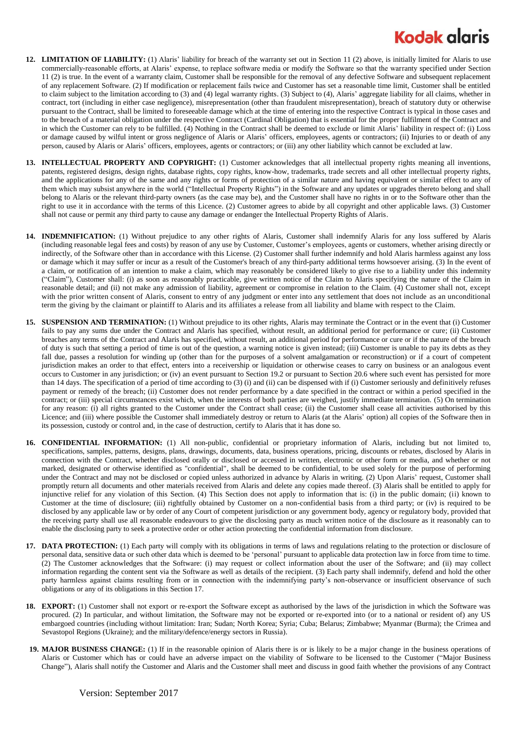12. **LIMITATION OF LIABILITY:** (1) Alaris' liability for breach of the warranty set out in Section 11 (2) above, is initially limited for Alaris to use commercially-reasonable efforts, at Alaris' expense, to replace software media or modify the Software so that the warranty specified under Section 11 (2) is true. In the event of a warranty claim, Customer shall be responsible for the removal of any defective Software and subsequent replacement of any replacement Software. (2) If modification or replacement fails twice and Customer has set a reasonable time limit, Customer shall be entitled to claim subject to the limitation according to (3) and (4) legal warranty rights. (3) Subject to (4), Alaris' aggregate liability for all claims, whether in contract, tort (including in either case negligence), misrepresentation (other than fraudulent misrepresentation), breach of statutory duty or otherwise pursuant to the Contract, shall be limited to foreseeable damage which at the time of entering into the respective Contract is typical in those cases and to the breach of a material obligation under the respective Contract (Cardinal Obligation) that is essential for the proper fulfilment of the Contract and in which the Customer can rely to be fulfilled. (4) Nothing in the Contract shall be deemed to exclude or limit Alaris' liability in respect of: (i) Loss or damage caused by wilful intent or gross negligence of Alaris or Alaris' officers, employees, agents or contractors; (ii) Injuries to or death of any person, caused by Alaris or Alaris' officers, employees, agents or contractors; or (iii) any other liability which cannot be excluded at law.

13. **INTELLECTUAL PROPERTY AND COPYRIGHT:** (1) Customer acknowledges that all intellectual property rights meaning all inventions, patents, registered designs, design rights, database rights, copy rights, know-how, trademarks, trade secrets and all other intellectual property rights, and the applications for any of the same and any rights or forms of protection of a similar nature and having equivalent or similar effect to any of them which may subsist anywhere in the world ("Intellectual Property Rights") in the Software and any updates or upgrades thereto belong and shall belong to Alaris or the relevant third-party owners (as the case may be), and the Customer shall have no rights in or to the Software other than the right to use it in accordance with the terms of this Licence. (2) Customer agrees to abide by all copyright and other applicable laws. (3) Customer shall not cause or permit any third party to cause any damage or endanger the Intellectual Property Rights of Alaris.

14. **INDEMNIFICATION:** (1) Without prejudice to any other rights of Alaris, Customer shall indemnify Alaris for any loss suffered by Alaris (including reasonable legal fees and costs) by reason of any use by Customer, Customer's employees, agents or customers, whether arising directly or indirectly, of the Software other than in accordance with this License. (2) Customer shall further indemnify and hold Alaris harmless against any loss or damage which it may suffer or incur as a result of the Customer's breach of any third-party additional terms howsoever arising. (3) In the event of a claim, or notification of an intention to make a claim, which may reasonably be considered likely to give rise to a liability under this indemnity ("Claim"), Customer shall: (i) as soon as reasonably practicable, give written notice of the Claim to Alaris specifying the nature of the Claim in reasonable detail; and (ii) not make any admission of liability, agreement or compromise in relation to the Claim. (4) Customer shall not, except with the prior written consent of Alaris, consent to entry of any judgment or enter into any settlement that does not include as an unconditional term the giving by the claimant or plaintiff to Alaris and its affiliates a release from all liability and blame with respect to the Claim.

15. **SUSPENSION AND TERMINATION:** (1) Without prejudice to its other rights, Alaris may terminate the Contract or in the event that (i) Customer fails to pay any sums due under the Contract and Alaris has specified, without result, an additional period for performance or cure; (ii) Customer breaches any terms of the Contract and Alaris has specified, without result, an additional period for performance or cure or if the nature of the breach of duty is such that setting a period of time is out of the question, a warning notice is given instead; (iii) Customer is unable to pay its debts as they fall due, passes a resolution for winding up (other than for the purposes of a solvent amalgamation or reconstruction) or if a court of competent jurisdiction makes an order to that effect, enters into a receivership or liquidation or otherwise ceases to carry on business or an analogous event occurs to Customer in any jurisdiction; or (iv) an event pursuant to Section 19.2 or pursuant to Section 20.6 where such event has persisted for more than 14 days. The specification of a period of time according to (3) (i) and (ii) can be dispensed with if (i) Customer seriously and definitively refuses payment or remedy of the breach; (ii) Customer does not render performance by a date specified in the contract or within a period specified in the contract; or (iii) special circumstances exist which, when the interests of both parties are weighed, justify immediate termination. (5) On termination for any reason: (i) all rights granted to the Customer under the Contract shall cease; (ii) the Customer shall cease all activities authorised by this Licence; and (iii) where possible the Customer shall immediately destroy or return to Alaris (at the Alaris' option) all copies of the Software then in its possession, custody or control and, in the case of destruction, certify to Alaris that it has done so.

16. **CONFIDENTIAL INFORMATION:** (1) All non-public, confidential or proprietary information of Alaris, including but not limited to, specifications, samples, patterns, designs, plans, drawings, documents, data, business operations, pricing, discounts or rebates, disclosed by Alaris in connection with the Contract, whether disclosed orally or disclosed or accessed in written, electronic or other form or media, and whether or not marked, designated or otherwise identified as "confidential", shall be deemed to be confidential, to be used solely for the purpose of performing under the Contract and may not be disclosed or copied unless authorized in advance by Alaris in writing. (2) Upon Alaris' request, Customer shall promptly return all documents and other materials received from Alaris and delete any copies made thereof. (3) Alaris shall be entitled to apply for injunctive relief for any violation of this Section. (4) This Section does not apply to information that is: (i) in the public domain; (ii) known to Customer at the time of disclosure; (iii) rightfully obtained by Customer on a non-confidential basis from a third party; or (iv) is required to be disclosed by any applicable law or by order of any Court of competent jurisdiction or any government body, agency or regulatory body, provided that the receiving party shall use all reasonable endeavours to give the disclosing party as much written notice of the disclosure as it reasonably can to enable the disclosing party to seek a protective order or other action protecting the confidential information from disclosure.

17. **DATA PROTECTION:** (1) Each party will comply with its obligations in terms of laws and regulations relating to the protection or disclosure of personal data, sensitive data or such other data which is deemed to be 'personal' pursuant to applicable data protection law in force from time to time. (2) The Customer acknowledges that the Software: (i) may request or collect information about the user of the Software; and (ii) may collect information regarding the content sent via the Software as well as details of the recipient. (3) Each party shall indemnify, defend and hold the other party harmless against claims resulting from or in connection with the indemnifying party's non-observance or insufficient observance of such obligations or any of its obligations in this Section 17.

18. **EXPORT:** (1) Customer shall not export or re-export the Software except as authorised by the laws of the jurisdiction in which the Software was procured. (2) In particular, and without limitation, the Software may not be exported or re-exported into (or to a national or resident of) any US embargoed countries (including without limitation: Iran; Sudan; North Korea; Syria; Cuba; Belarus; Zimbabwe; Myanmar (Burma); the Crimea and Sevastopol Regions (Ukraine); and the military/defence/energy sectors in Russia).

19. **MAJOR BUSINESS CHANGE:** (1) If in the reasonable opinion of Alaris there is or is likely to be a major change in the business operations of Alaris or Customer which has or could have an adverse impact on the viability of Software to be licensed to the Customer ("Major Business Change"), Alaris shall notify the Customer and Alaris and the Customer shall meet and discuss in good faith whether the provisions of any Contract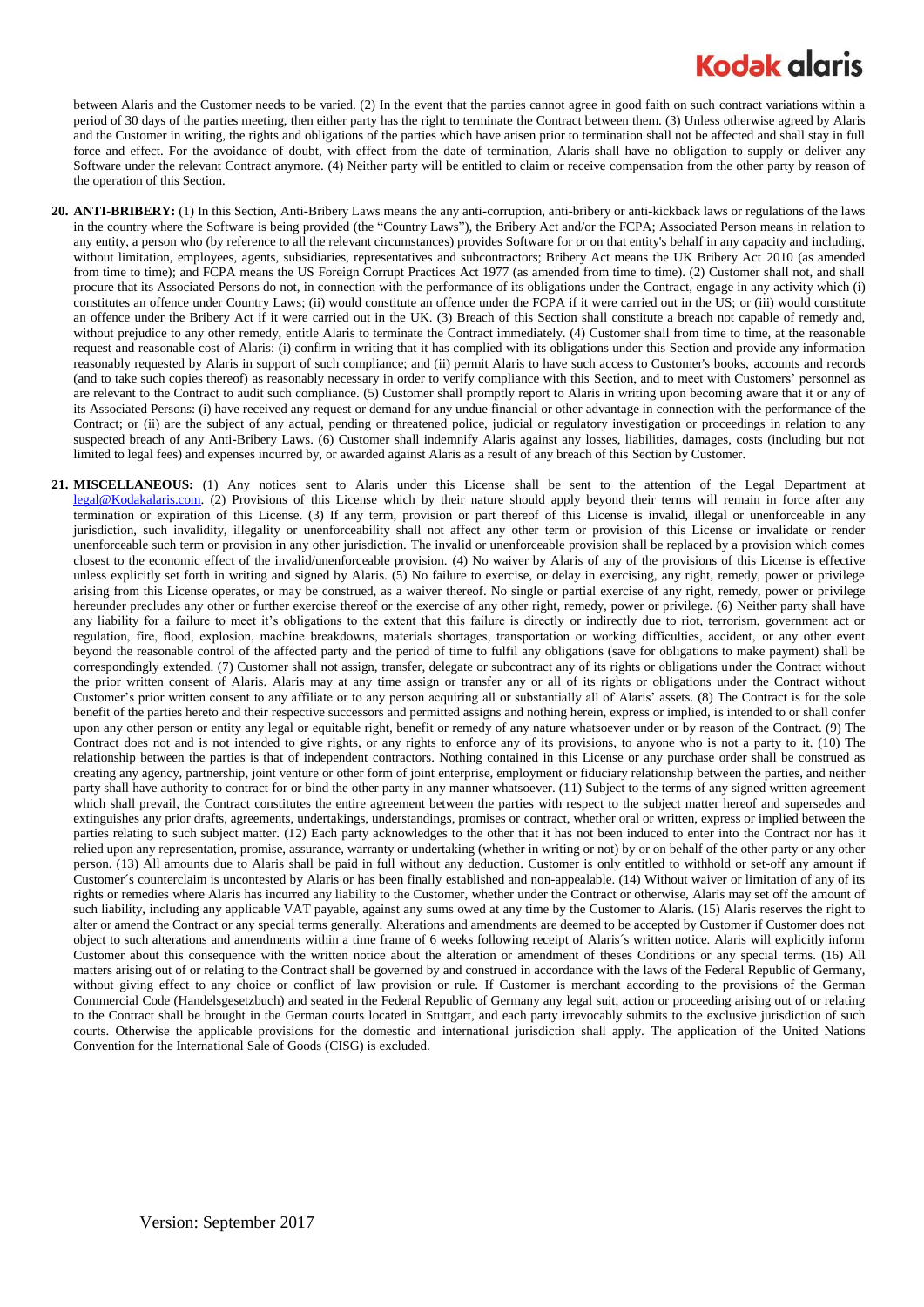between Alaris and the Customer needs to be varied. (2) In the event that the parties cannot agree in good faith on such contract variations within a period of 30 days of the parties meeting, then either party has the right to terminate the Contract between them. (3) Unless otherwise agreed by Alaris and the Customer in writing, the rights and obligations of the parties which have arisen prior to termination shall not be affected and shall stay in full force and effect. For the avoidance of doubt, with effect from the date of termination, Alaris shall have no obligation to supply or deliver any Software under the relevant Contract anymore. (4) Neither party will be entitled to claim or receive compensation from the other party by reason of the operation of this Section.

20. **ANTI-BRIBERY:** (1) In this Section, Anti-Bribery Laws means the any anti-corruption, anti-bribery or anti-kickback laws or regulations of the laws in the country where the Software is being provided (the "Country Laws"), the Bribery Act and/or the FCPA; Associated Person means in relation to any entity, a person who (by reference to all the relevant circumstances) provides Software for or on that entity's behalf in any capacity and including, without limitation, employees, agents, subsidiaries, representatives and subcontractors; Bribery Act means the UK Bribery Act 2010 (as amended from time to time); and FCPA means the US Foreign Corrupt Practices Act 1977 (as amended from time to time). (2) Customer shall not, and shall procure that its Associated Persons do not, in connection with the performance of its obligations under the Contract, engage in any activity which (i) constitutes an offence under Country Laws; (ii) would constitute an offence under the FCPA if it were carried out in the US; or (iii) would constitute an offence under the Bribery Act if it were carried out in the UK. (3) Breach of this Section shall constitute a breach not capable of remedy and, without prejudice to any other remedy, entitle Alaris to terminate the Contract immediately. (4) Customer shall from time to time, at the reasonable request and reasonable cost of Alaris: (i) confirm in writing that it has complied with its obligations under this Section and provide any information reasonably requested by Alaris in support of such compliance; and (ii) permit Alaris to have such access to Customer's books, accounts and records (and to take such copies thereof) as reasonably necessary in order to verify compliance with this Section, and to meet with Customers' personnel as are relevant to the Contract to audit such compliance. (5) Customer shall promptly report to Alaris in writing upon becoming aware that it or any of its Associated Persons: (i) have received any request or demand for any undue financial or other advantage in connection with the performance of the Contract; or (ii) are the subject of any actual, pending or threatened police, judicial or regulatory investigation or proceedings in relation to any suspected breach of any Anti-Bribery Laws. (6) Customer shall indemnify Alaris against any losses, liabilities, damages, costs (including but not limited to legal fees) and expenses incurred by, or awarded against Alaris as a result of any breach of this Section by Customer.

21. **MISCELLANEOUS:** (1) Any notices sent to Alaris under this License shall be sent to the attention of the Legal Department at legal@Kodakalaris.com. (2) Provisions of this License which by their nature should apply beyond their terms will remain in force after any termination or expiration of this License. (3) If any term, provision or part thereof of this License is invalid, illegal or unenforceable in any jurisdiction, such invalidity, illegality or unenforceability shall not affect any other term or provision of this License or invalidate or render unenforceable such term or provision in any other jurisdiction. The invalid or unenforceable provision shall be replaced by a provision which comes closest to the economic effect of the invalid/unenforceable provision. (4) No waiver by Alaris of any of the provisions of this License is effective unless explicitly set forth in writing and signed by Alaris. (5) No failure to exercise, or delay in exercising, any right, remedy, power or privilege arising from this License operates, or may be construed, as a waiver thereof. No single or partial exercise of any right, remedy, power or privilege hereunder precludes any other or further exercise thereof or the exercise of any other right, remedy, power or privilege. (6) Neither party shall have any liability for a failure to meet it's obligations to the extent that this failure is directly or indirectly due to riot, terrorism, government act or regulation, fire, flood, explosion, machine breakdowns, materials shortages, transportation or working difficulties, accident, or any other event beyond the reasonable control of the affected party and the period of time to fulfil any obligations (save for obligations to make payment) shall be correspondingly extended. (7) Customer shall not assign, transfer, delegate or subcontract any of its rights or obligations under the Contract without the prior written consent of Alaris. Alaris may at any time assign or transfer any or all of its rights or obligations under the Contract without Customer's prior written consent to any affiliate or to any person acquiring all or substantially all of Alaris' assets. (8) The Contract is for the sole benefit of the parties hereto and their respective successors and permitted assigns and nothing herein, express or implied, is intended to or shall confer upon any other person or entity any legal or equitable right, benefit or remedy of any nature whatsoever under or by reason of the Contract. (9) The Contract does not and is not intended to give rights, or any rights to enforce any of its provisions, to anyone who is not a party to it. (10) The relationship between the parties is that of independent contractors. Nothing contained in this License or any purchase order shall be construed as creating any agency, partnership, joint venture or other form of joint enterprise, employment or fiduciary relationship between the parties, and neither party shall have authority to contract for or bind the other party in any manner whatsoever. (11) Subject to the terms of any signed written agreement which shall prevail, the Contract constitutes the entire agreement between the parties with respect to the subject matter hereof and supersedes and extinguishes any prior drafts, agreements, undertakings, understandings, promises or contract, whether oral or written, express or implied between the parties relating to such subject matter. (12) Each party acknowledges to the other that it has not been induced to enter into the Contract nor has it relied upon any representation, promise, assurance, warranty or undertaking (whether in writing or not) by or on behalf of the other party or any other person. (13) All amounts due to Alaris shall be paid in full without any deduction. Customer is only entitled to withhold or set-off any amount if Customer´s counterclaim is uncontested by Alaris or has been finally established and non-appealable. (14) Without waiver or limitation of any of its rights or remedies where Alaris has incurred any liability to the Customer, whether under the Contract or otherwise, Alaris may set off the amount of such liability, including any applicable VAT payable, against any sums owed at any time by the Customer to Alaris. (15) Alaris reserves the right to alter or amend the Contract or any special terms generally. Alterations and amendments are deemed to be accepted by Customer if Customer does not object to such alterations and amendments within a time frame of 6 weeks following receipt of Alaris´s written notice. Alaris will explicitly inform Customer about this consequence with the written notice about the alteration or amendment of theses Conditions or any special terms. (16) All matters arising out of or relating to the Contract shall be governed by and construed in accordance with the laws of the Federal Republic of Germany, without giving effect to any choice or conflict of law provision or rule. If Customer is merchant according to the provisions of the German Commercial Code (Handelsgesetzbuch) and seated in the Federal Republic of Germany any legal suit, action or proceeding arising out of or relating to the Contract shall be brought in the German courts located in Stuttgart, and each party irrevocably submits to the exclusive jurisdiction of such courts. Otherwise the applicable provisions for the domestic and international jurisdiction shall apply. The application of the United Nations Convention for the International Sale of Goods (CISG) is excluded.

Version: September 2017